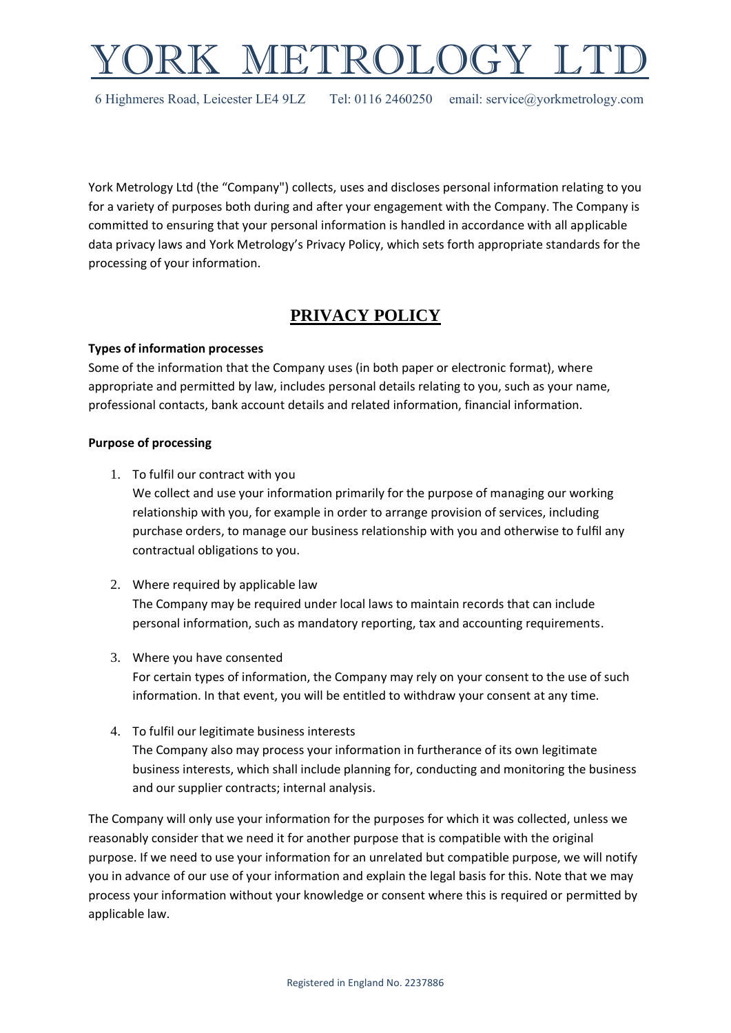# YORK METROLOGY LTD

6 Highmeres Road, Leicester LE4 9LZ Tel: 0116 2460250 email: service@yorkmetrology.com

York Metrology Ltd (the "Company") collects, uses and discloses personal information relating to you for a variety of purposes both during and after your engagement with the Company. The Company is committed to ensuring that your personal information is handled in accordance with all applicable data privacy laws and York Metrology's Privacy Policy, which sets forth appropriate standards for the processing of your information.

## PRIVACY POLICY

**Types of information processes**

Some of the information that the Company uses (in both paper or electronic format), where appropriate and permitted by law, includes personal details relating to you, such as your name, professional contacts, bank account details and related information, financial information.

**Purpose of processing**

1. To fulfil our contract with you
   We collect and use your information primarily for the purpose of managing our working relationship with you, for example in order to arrange provision of services, including purchase orders, to manage our business relationship with you and otherwise to fulfil any contractual obligations to you.

2. Where required by applicable law
   The Company may be required under local laws to maintain records that can include personal information, such as mandatory reporting, tax and accounting requirements.

3. Where you have consented
   For certain types of information, the Company may rely on your consent to the use of such information. In that event, you will be entitled to withdraw your consent at any time.

4. To fulfil our legitimate business interests
   The Company also may process your information in furtherance of its own legitimate business interests, which shall include planning for, conducting and monitoring the business and our supplier contracts; internal analysis.

The Company will only use your information for the purposes for which it was collected, unless we reasonably consider that we need it for another purpose that is compatible with the original purpose. If we need to use your information for an unrelated but compatible purpose, we will notify you in advance of our use of your information and explain the legal basis for this. Note that we may process your information without your knowledge or consent where this is required or permitted by applicable law.

Registered in England No. 2237886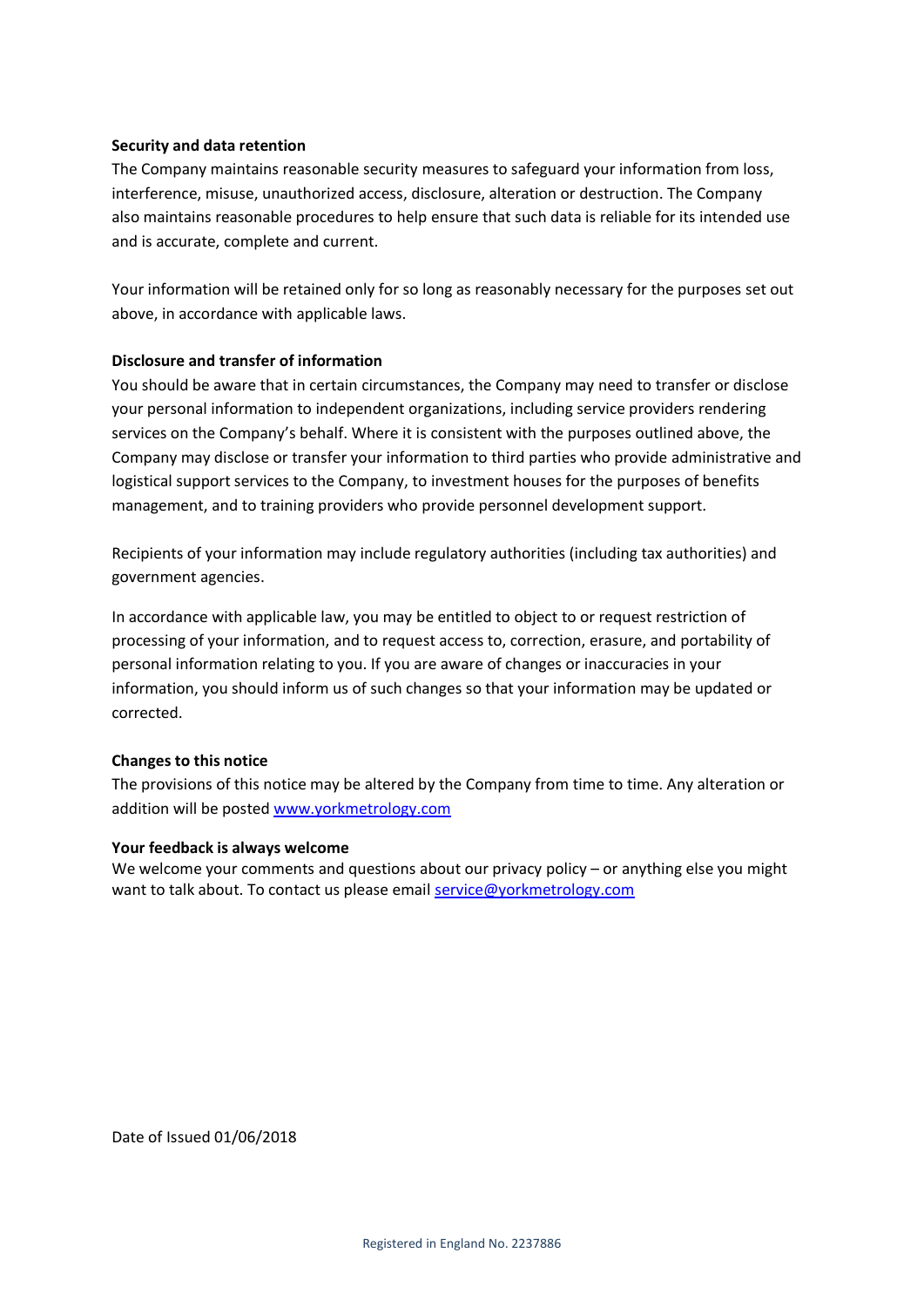**Security and data retention**

The Company maintains reasonable security measures to safeguard your information from loss, interference, misuse, unauthorized access, disclosure, alteration or destruction. The Company also maintains reasonable procedures to help ensure that such data is reliable for its intended use and is accurate, complete and current.

Your information will be retained only for so long as reasonably necessary for the purposes set out above, in accordance with applicable laws.

**Disclosure and transfer of information**

You should be aware that in certain circumstances, the Company may need to transfer or disclose your personal information to independent organizations, including service providers rendering services on the Company's behalf. Where it is consistent with the purposes outlined above, the Company may disclose or transfer your information to third parties who provide administrative and logistical support services to the Company, to investment houses for the purposes of benefits management, and to training providers who provide personnel development support.

Recipients of your information may include regulatory authorities (including tax authorities) and government agencies.

In accordance with applicable law, you may be entitled to object to or request restriction of processing of your information, and to request access to, correction, erasure, and portability of personal information relating to you. If you are aware of changes or inaccuracies in your information, you should inform us of such changes so that your information may be updated or corrected.

**Changes to this notice**

The provisions of this notice may be altered by the Company from time to time. Any alteration or addition will be posted [www.yorkmetrology.com](http://www.yorkmetrology.com)

**Your feedback is always welcome**

We welcome your comments and questions about our privacy policy – or anything else you might want to talk about. To contact us please email [service@yorkmetrology.com](mailto:service@yorkmetrology.com)

Date of Issued 01/06/2018

Registered in England No. 2237886